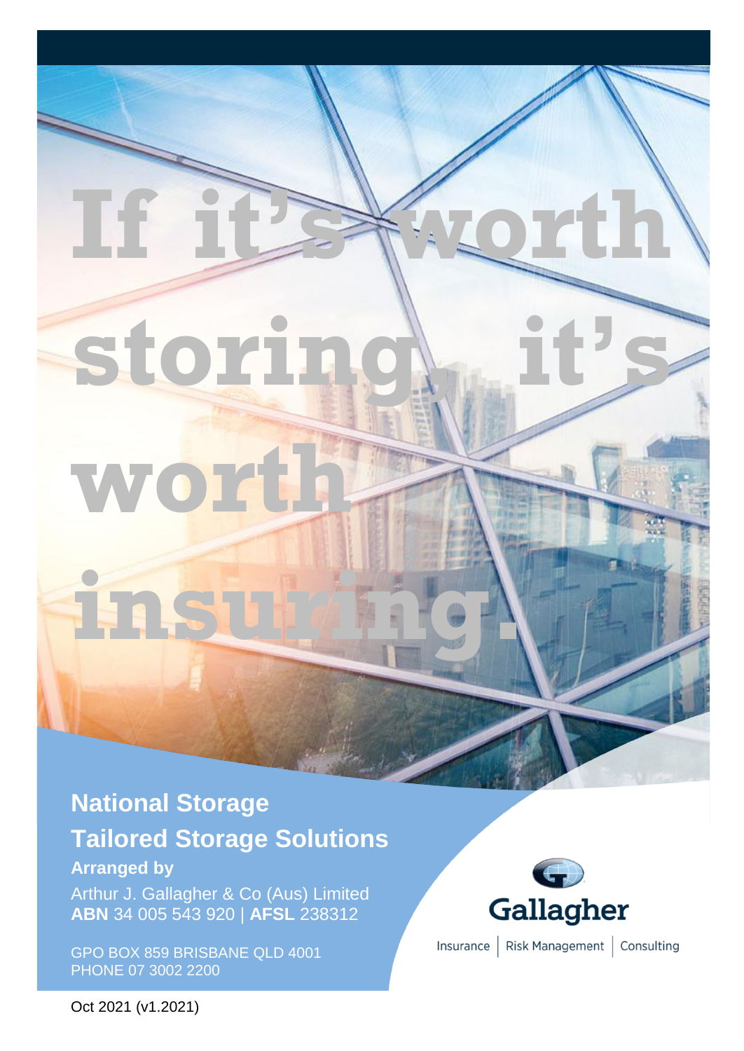# If it's worth storing, it's worth insuring.

## National Storage

## Tailored Storage Solutions

**Arranged by**

Arthur J. Gallagher & Co (Aus) Limited
**ABN** 34 005 543 920 | **AFSL** 238312

GPO BOX 859 BRISBANE QLD 4001
PHONE 07 3002 2200

Gallagher

Insurance | Risk Management | Consulting

Oct 2021 (v1.2021)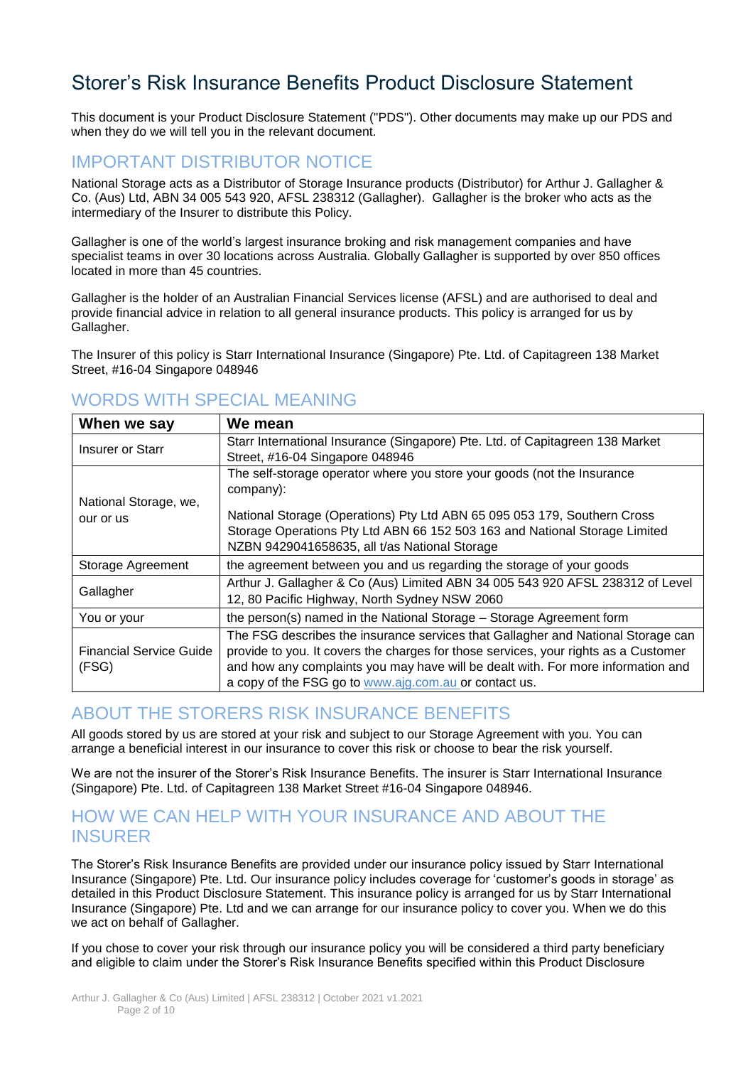# Storer's Risk Insurance Benefits Product Disclosure Statement

This document is your Product Disclosure Statement ("PDS"). Other documents may make up our PDS and when they do we will tell you in the relevant document.

## IMPORTANT DISTRIBUTOR NOTICE

National Storage acts as a Distributor of Storage Insurance products (Distributor) for Arthur J. Gallagher & Co. (Aus) Ltd, ABN 34 005 543 920, AFSL 238312 (Gallagher). Gallagher is the broker who acts as the intermediary of the Insurer to distribute this Policy.

Gallagher is one of the world's largest insurance broking and risk management companies and have specialist teams in over 30 locations across Australia. Globally Gallagher is supported by over 850 offices located in more than 45 countries.

Gallagher is the holder of an Australian Financial Services license (AFSL) and are authorised to deal and provide financial advice in relation to all general insurance products. This policy is arranged for us by Gallagher.

The Insurer of this policy is Starr International Insurance (Singapore) Pte. Ltd. of Capitagreen 138 Market Street, #16-04 Singapore 048946

## WORDS WITH SPECIAL MEANING

| When we say | We mean |
|---|---|
| Insurer or Starr | Starr International Insurance (Singapore) Pte. Ltd. of Capitagreen 138 Market Street, #16-04 Singapore 048946 |
| National Storage, we, our or us | The self-storage operator where you store your goods (not the Insurance company):<br><br>National Storage (Operations) Pty Ltd ABN 65 095 053 179, Southern Cross Storage Operations Pty Ltd ABN 66 152 503 163 and National Storage Limited NZBN 9429041658635, all t/as National Storage |
| Storage Agreement | the agreement between you and us regarding the storage of your goods |
| Gallagher | Arthur J. Gallagher & Co (Aus) Limited ABN 34 005 543 920 AFSL 238312 of Level 12, 80 Pacific Highway, North Sydney NSW 2060 |
| You or your | the person(s) named in the National Storage – Storage Agreement form |
| Financial Service Guide (FSG) | The FSG describes the insurance services that Gallagher and National Storage can provide to you. It covers the charges for those services, your rights as a Customer and how any complaints you may have will be dealt with. For more information and a copy of the FSG go to www.ajg.com.au or contact us. |

## ABOUT THE STORERS RISK INSURANCE BENEFITS

All goods stored by us are stored at your risk and subject to our Storage Agreement with you. You can arrange a beneficial interest in our insurance to cover this risk or choose to bear the risk yourself.

We are not the insurer of the Storer's Risk Insurance Benefits. The insurer is Starr International Insurance (Singapore) Pte. Ltd. of Capitagreen 138 Market Street #16-04 Singapore 048946.

## HOW WE CAN HELP WITH YOUR INSURANCE AND ABOUT THE INSURER

The Storer's Risk Insurance Benefits are provided under our insurance policy issued by Starr International Insurance (Singapore) Pte. Ltd. Our insurance policy includes coverage for 'customer's goods in storage' as detailed in this Product Disclosure Statement. This insurance policy is arranged for us by Starr International Insurance (Singapore) Pte. Ltd and we can arrange for our insurance policy to cover you. When we do this we act on behalf of Gallagher.

If you chose to cover your risk through our insurance policy you will be considered a third party beneficiary and eligible to claim under the Storer's Risk Insurance Benefits specified within this Product Disclosure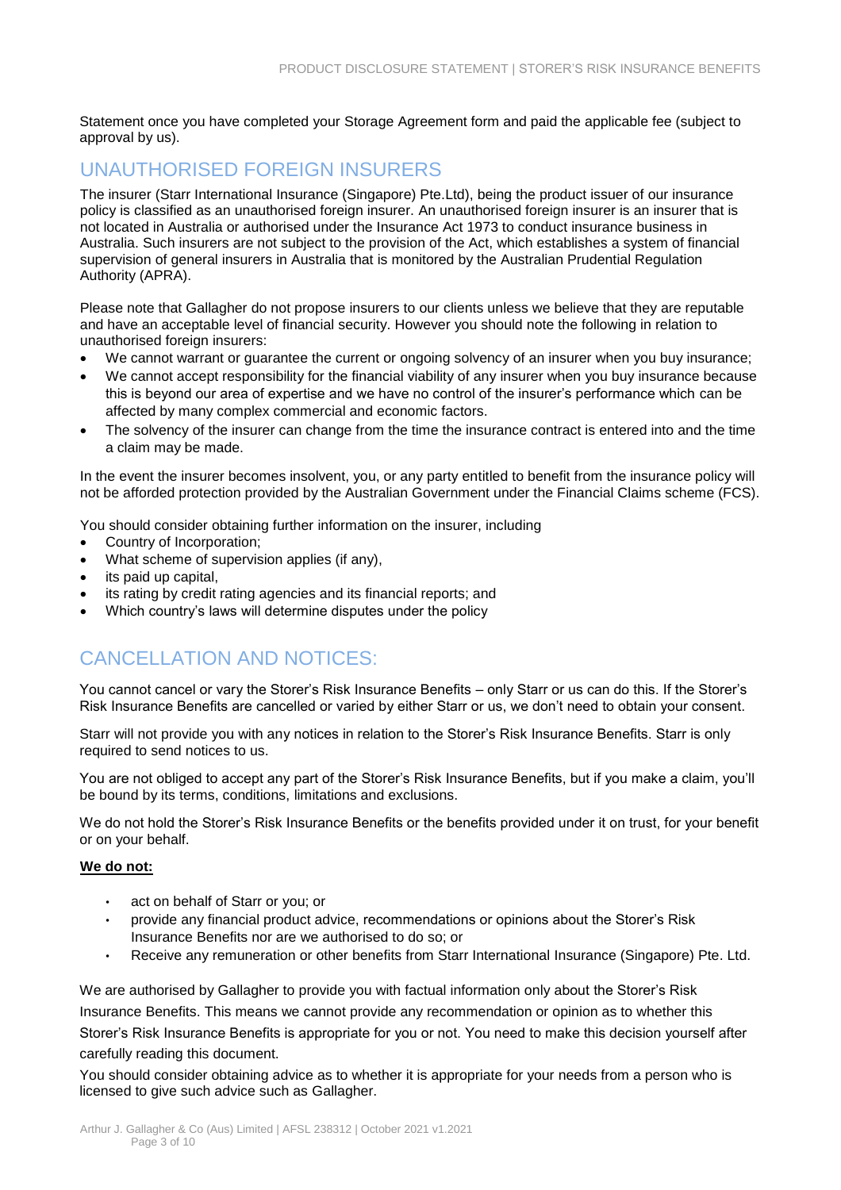Statement once you have completed your Storage Agreement form and paid the applicable fee (subject to approval by us).

## UNAUTHORISED FOREIGN INSURERS

The insurer (Starr International Insurance (Singapore) Pte.Ltd), being the product issuer of our insurance policy is classified as an unauthorised foreign insurer. An unauthorised foreign insurer is an insurer that is not located in Australia or authorised under the Insurance Act 1973 to conduct insurance business in Australia. Such insurers are not subject to the provision of the Act, which establishes a system of financial supervision of general insurers in Australia that is monitored by the Australian Prudential Regulation Authority (APRA).

Please note that Gallagher do not propose insurers to our clients unless we believe that they are reputable and have an acceptable level of financial security. However you should note the following in relation to unauthorised foreign insurers:

- We cannot warrant or guarantee the current or ongoing solvency of an insurer when you buy insurance;
- We cannot accept responsibility for the financial viability of any insurer when you buy insurance because this is beyond our area of expertise and we have no control of the insurer's performance which can be affected by many complex commercial and economic factors.
- The solvency of the insurer can change from the time the insurance contract is entered into and the time a claim may be made.

In the event the insurer becomes insolvent, you, or any party entitled to benefit from the insurance policy will not be afforded protection provided by the Australian Government under the Financial Claims scheme (FCS).

You should consider obtaining further information on the insurer, including

- Country of Incorporation;
- What scheme of supervision applies (if any),
- its paid up capital,
- its rating by credit rating agencies and its financial reports; and
- Which country's laws will determine disputes under the policy

## CANCELLATION AND NOTICES:

You cannot cancel or vary the Storer's Risk Insurance Benefits – only Starr or us can do this. If the Storer's Risk Insurance Benefits are cancelled or varied by either Starr or us, we don't need to obtain your consent.

Starr will not provide you with any notices in relation to the Storer's Risk Insurance Benefits. Starr is only required to send notices to us.

You are not obliged to accept any part of the Storer's Risk Insurance Benefits, but if you make a claim, you'll be bound by its terms, conditions, limitations and exclusions.

We do not hold the Storer's Risk Insurance Benefits or the benefits provided under it on trust, for your benefit or on your behalf.

**We do not:**

- act on behalf of Starr or you; or
- provide any financial product advice, recommendations or opinions about the Storer's Risk Insurance Benefits nor are we authorised to do so; or
- Receive any remuneration or other benefits from Starr International Insurance (Singapore) Pte. Ltd.

We are authorised by Gallagher to provide you with factual information only about the Storer's Risk Insurance Benefits. This means we cannot provide any recommendation or opinion as to whether this Storer's Risk Insurance Benefits is appropriate for you or not. You need to make this decision yourself after carefully reading this document.

You should consider obtaining advice as to whether it is appropriate for your needs from a person who is licensed to give such advice such as Gallagher.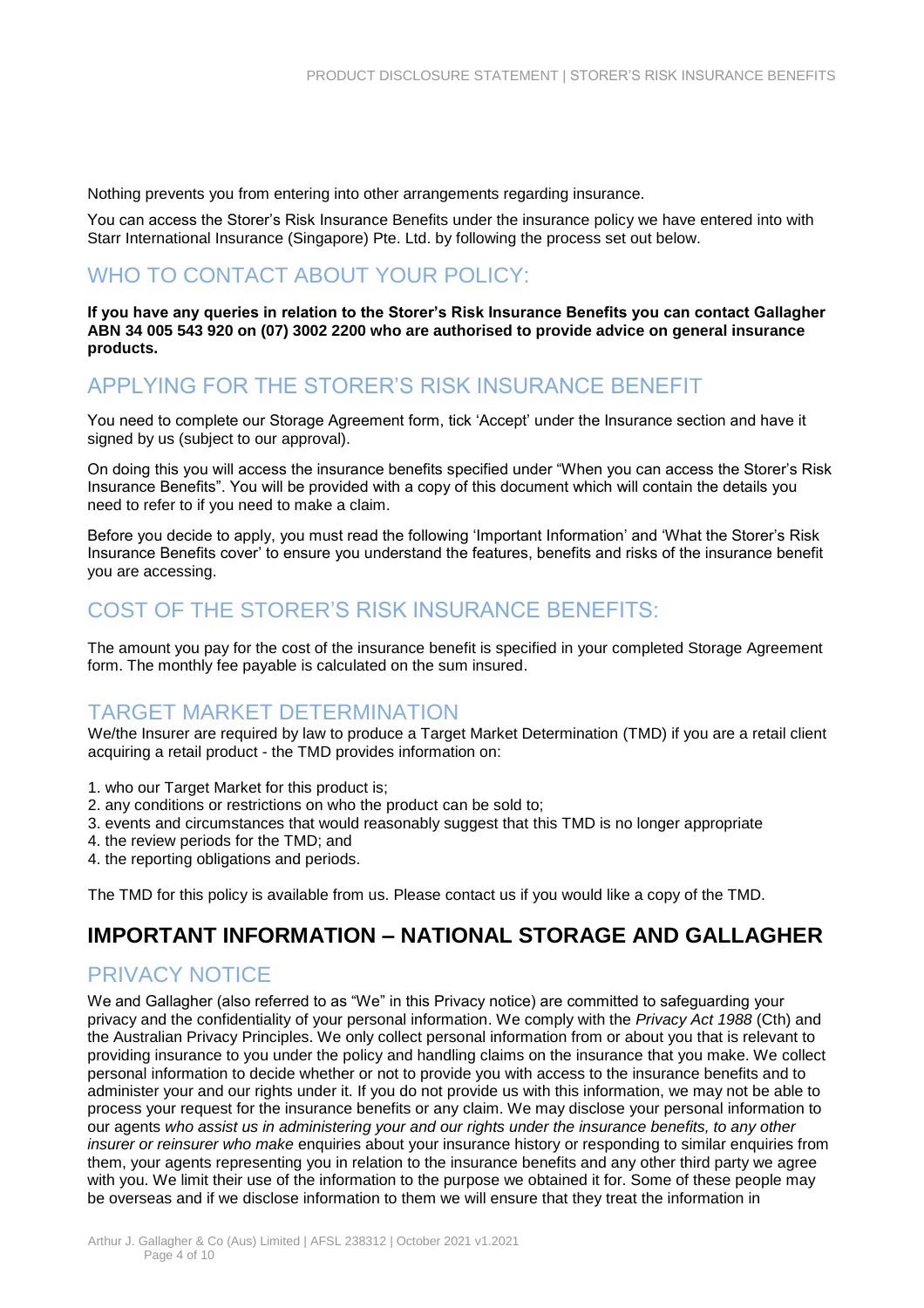Nothing prevents you from entering into other arrangements regarding insurance.

You can access the Storer's Risk Insurance Benefits under the insurance policy we have entered into with Starr International Insurance (Singapore) Pte. Ltd. by following the process set out below.

## WHO TO CONTACT ABOUT YOUR POLICY:

**If you have any queries in relation to the Storer's Risk Insurance Benefits you can contact Gallagher ABN 34 005 543 920 on (07) 3002 2200 who are authorised to provide advice on general insurance products.**

## APPLYING FOR THE STORER'S RISK INSURANCE BENEFIT

You need to complete our Storage Agreement form, tick 'Accept' under the Insurance section and have it signed by us (subject to our approval).

On doing this you will access the insurance benefits specified under "When you can access the Storer's Risk Insurance Benefits". You will be provided with a copy of this document which will contain the details you need to refer to if you need to make a claim.

Before you decide to apply, you must read the following 'Important Information' and 'What the Storer's Risk Insurance Benefits cover' to ensure you understand the features, benefits and risks of the insurance benefit you are accessing.

## COST OF THE STORER'S RISK INSURANCE BENEFITS:

The amount you pay for the cost of the insurance benefit is specified in your completed Storage Agreement form. The monthly fee payable is calculated on the sum insured.

## TARGET MARKET DETERMINATION

We/the Insurer are required by law to produce a Target Market Determination (TMD) if you are a retail client acquiring a retail product - the TMD provides information on:

1. who our Target Market for this product is;
2. any conditions or restrictions on who the product can be sold to;
3. events and circumstances that would reasonably suggest that this TMD is no longer appropriate
4. the review periods for the TMD; and
4. the reporting obligations and periods.

The TMD for this policy is available from us. Please contact us if you would like a copy of the TMD.

# IMPORTANT INFORMATION – NATIONAL STORAGE AND GALLAGHER

## PRIVACY NOTICE

We and Gallagher (also referred to as "We" in this Privacy notice) are committed to safeguarding your privacy and the confidentiality of your personal information. We comply with the *Privacy Act 1988* (Cth) and the Australian Privacy Principles. We only collect personal information from or about you that is relevant to providing insurance to you under the policy and handling claims on the insurance that you make. We collect personal information to decide whether or not to provide you with access to the insurance benefits and to administer your and our rights under it. If you do not provide us with this information, we may not be able to process your request for the insurance benefits or any claim. We may disclose your personal information to our agents *who assist us in administering your and our rights under the insurance benefits, to any other insurer or reinsurer who make* enquiries about your insurance history or responding to similar enquiries from them, your agents representing you in relation to the insurance benefits and any other third party we agree with you. We limit their use of the information to the purpose we obtained it for. Some of these people may be overseas and if we disclose information to them we will ensure that they treat the information in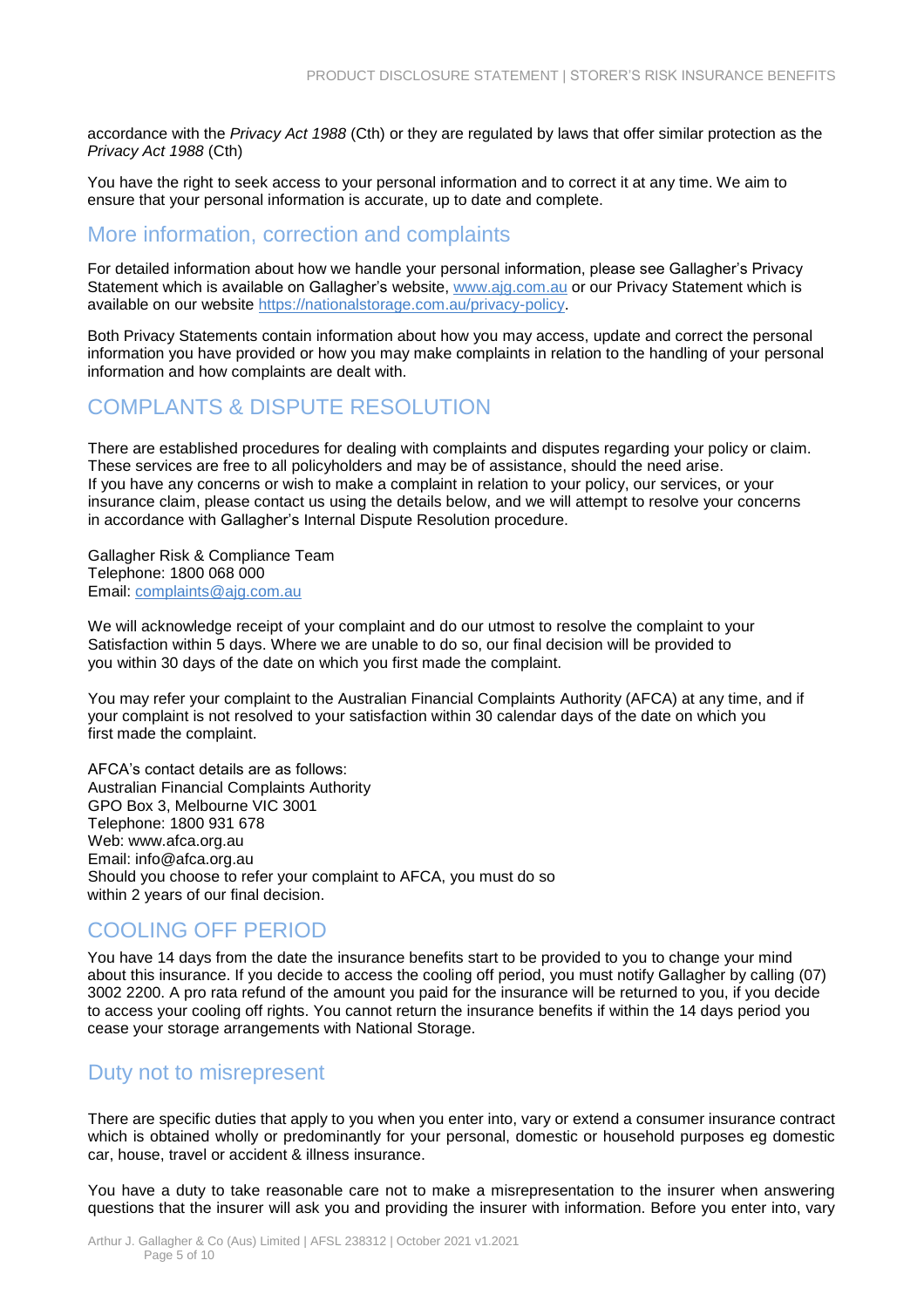accordance with the *Privacy Act 1988* (Cth) or they are regulated by laws that offer similar protection as the *Privacy Act 1988* (Cth)

You have the right to seek access to your personal information and to correct it at any time. We aim to ensure that your personal information is accurate, up to date and complete.

## More information, correction and complaints

For detailed information about how we handle your personal information, please see Gallagher's Privacy Statement which is available on Gallagher's website, [www.ajg.com.au](www.ajg.com.au) or our Privacy Statement which is available on our website [https://nationalstorage.com.au/privacy-policy](https://nationalstorage.com.au/privacy-policy).

Both Privacy Statements contain information about how you may access, update and correct the personal information you have provided or how you may make complaints in relation to the handling of your personal information and how complaints are dealt with.

## COMPLANTS & DISPUTE RESOLUTION

There are established procedures for dealing with complaints and disputes regarding your policy or claim. These services are free to all policyholders and may be of assistance, should the need arise.
If you have any concerns or wish to make a complaint in relation to your policy, our services, or your insurance claim, please contact us using the details below, and we will attempt to resolve your concerns in accordance with Gallagher's Internal Dispute Resolution procedure.

Gallagher Risk & Compliance Team
Telephone: 1800 068 000
Email: [complaints@ajg.com.au](mailto:complaints@ajg.com.au)

We will acknowledge receipt of your complaint and do our utmost to resolve the complaint to your Satisfaction within 5 days. Where we are unable to do so, our final decision will be provided to you within 30 days of the date on which you first made the complaint.

You may refer your complaint to the Australian Financial Complaints Authority (AFCA) at any time, and if your complaint is not resolved to your satisfaction within 30 calendar days of the date on which you first made the complaint.

AFCA's contact details are as follows:
Australian Financial Complaints Authority
GPO Box 3, Melbourne VIC 3001
Telephone: 1800 931 678
Web: www.afca.org.au
Email: info@afca.org.au
Should you choose to refer your complaint to AFCA, you must do so within 2 years of our final decision.

## COOLING OFF PERIOD

You have 14 days from the date the insurance benefits start to be provided to you to change your mind about this insurance. If you decide to access the cooling off period, you must notify Gallagher by calling (07) 3002 2200. A pro rata refund of the amount you paid for the insurance will be returned to you, if you decide to access your cooling off rights. You cannot return the insurance benefits if within the 14 days period you cease your storage arrangements with National Storage.

## Duty not to misrepresent

There are specific duties that apply to you when you enter into, vary or extend a consumer insurance contract which is obtained wholly or predominantly for your personal, domestic or household purposes eg domestic car, house, travel or accident & illness insurance.

You have a duty to take reasonable care not to make a misrepresentation to the insurer when answering questions that the insurer will ask you and providing the insurer with information. Before you enter into, vary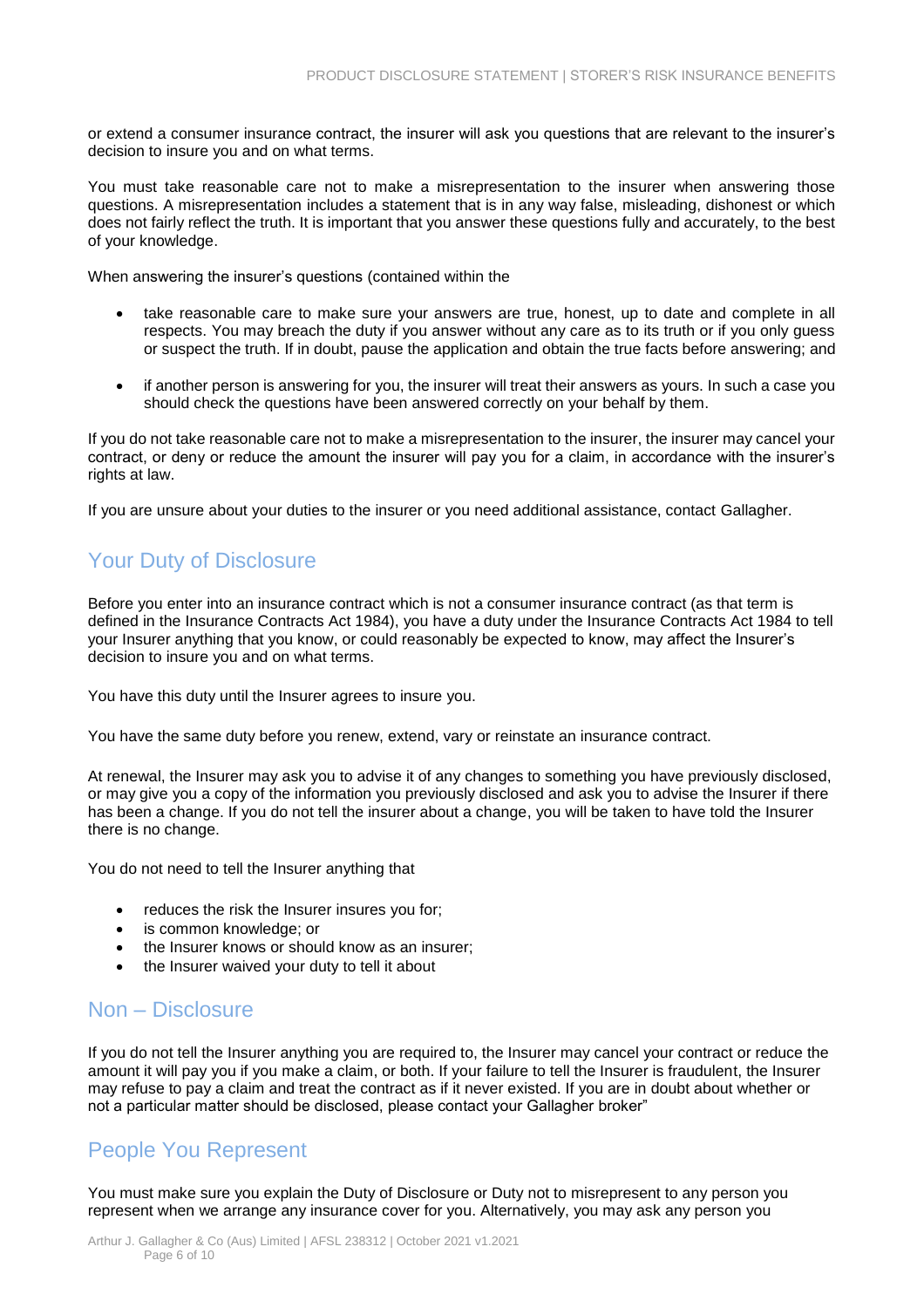or extend a consumer insurance contract, the insurer will ask you questions that are relevant to the insurer's decision to insure you and on what terms.

You must take reasonable care not to make a misrepresentation to the insurer when answering those questions. A misrepresentation includes a statement that is in any way false, misleading, dishonest or which does not fairly reflect the truth. It is important that you answer these questions fully and accurately, to the best of your knowledge.

When answering the insurer's questions (contained within the

- take reasonable care to make sure your answers are true, honest, up to date and complete in all respects. You may breach the duty if you answer without any care as to its truth or if you only guess or suspect the truth. If in doubt, pause the application and obtain the true facts before answering; and
- if another person is answering for you, the insurer will treat their answers as yours. In such a case you should check the questions have been answered correctly on your behalf by them.

If you do not take reasonable care not to make a misrepresentation to the insurer, the insurer may cancel your contract, or deny or reduce the amount the insurer will pay you for a claim, in accordance with the insurer's rights at law.

If you are unsure about your duties to the insurer or you need additional assistance, contact Gallagher.

## Your Duty of Disclosure

Before you enter into an insurance contract which is not a consumer insurance contract (as that term is defined in the Insurance Contracts Act 1984), you have a duty under the Insurance Contracts Act 1984 to tell your Insurer anything that you know, or could reasonably be expected to know, may affect the Insurer's decision to insure you and on what terms.

You have this duty until the Insurer agrees to insure you.

You have the same duty before you renew, extend, vary or reinstate an insurance contract.

At renewal, the Insurer may ask you to advise it of any changes to something you have previously disclosed, or may give you a copy of the information you previously disclosed and ask you to advise the Insurer if there has been a change. If you do not tell the insurer about a change, you will be taken to have told the Insurer there is no change.

You do not need to tell the Insurer anything that

- reduces the risk the Insurer insures you for;
- is common knowledge; or
- the Insurer knows or should know as an insurer;
- the Insurer waived your duty to tell it about

## Non – Disclosure

If you do not tell the Insurer anything you are required to, the Insurer may cancel your contract or reduce the amount it will pay you if you make a claim, or both. If your failure to tell the Insurer is fraudulent, the Insurer may refuse to pay a claim and treat the contract as if it never existed. If you are in doubt about whether or not a particular matter should be disclosed, please contact your Gallagher broker"

## People You Represent

You must make sure you explain the Duty of Disclosure or Duty not to misrepresent to any person you represent when we arrange any insurance cover for you. Alternatively, you may ask any person you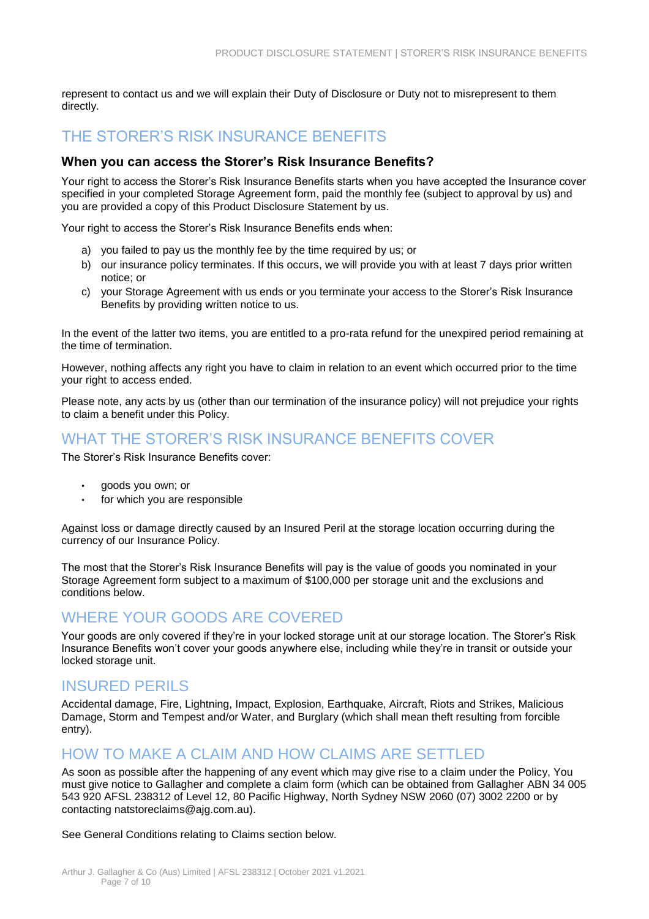represent to contact us and we will explain their Duty of Disclosure or Duty not to misrepresent to them directly.

## THE STORER'S RISK INSURANCE BENEFITS

### When you can access the Storer's Risk Insurance Benefits?

Your right to access the Storer's Risk Insurance Benefits starts when you have accepted the Insurance cover specified in your completed Storage Agreement form, paid the monthly fee (subject to approval by us) and you are provided a copy of this Product Disclosure Statement by us.

Your right to access the Storer's Risk Insurance Benefits ends when:

a) you failed to pay us the monthly fee by the time required by us; or
b) our insurance policy terminates. If this occurs, we will provide you with at least 7 days prior written notice; or
c) your Storage Agreement with us ends or you terminate your access to the Storer's Risk Insurance Benefits by providing written notice to us.

In the event of the latter two items, you are entitled to a pro-rata refund for the unexpired period remaining at the time of termination.

However, nothing affects any right you have to claim in relation to an event which occurred prior to the time your right to access ended.

Please note, any acts by us (other than our termination of the insurance policy) will not prejudice your rights to claim a benefit under this Policy.

## WHAT THE STORER'S RISK INSURANCE BENEFITS COVER

The Storer's Risk Insurance Benefits cover:

- goods you own; or
- for which you are responsible

Against loss or damage directly caused by an Insured Peril at the storage location occurring during the currency of our Insurance Policy.

The most that the Storer's Risk Insurance Benefits will pay is the value of goods you nominated in your Storage Agreement form subject to a maximum of $100,000 per storage unit and the exclusions and conditions below.

## WHERE YOUR GOODS ARE COVERED

Your goods are only covered if they're in your locked storage unit at our storage location. The Storer's Risk Insurance Benefits won't cover your goods anywhere else, including while they're in transit or outside your locked storage unit.

## INSURED PERILS

Accidental damage, Fire, Lightning, Impact, Explosion, Earthquake, Aircraft, Riots and Strikes, Malicious Damage, Storm and Tempest and/or Water, and Burglary (which shall mean theft resulting from forcible entry).

## HOW TO MAKE A CLAIM AND HOW CLAIMS ARE SETTLED

As soon as possible after the happening of any event which may give rise to a claim under the Policy, You must give notice to Gallagher and complete a claim form (which can be obtained from Gallagher ABN 34 005 543 920 AFSL 238312 of Level 12, 80 Pacific Highway, North Sydney NSW 2060 (07) 3002 2200 or by contacting natstoreclaims@ajg.com.au).

See General Conditions relating to Claims section below.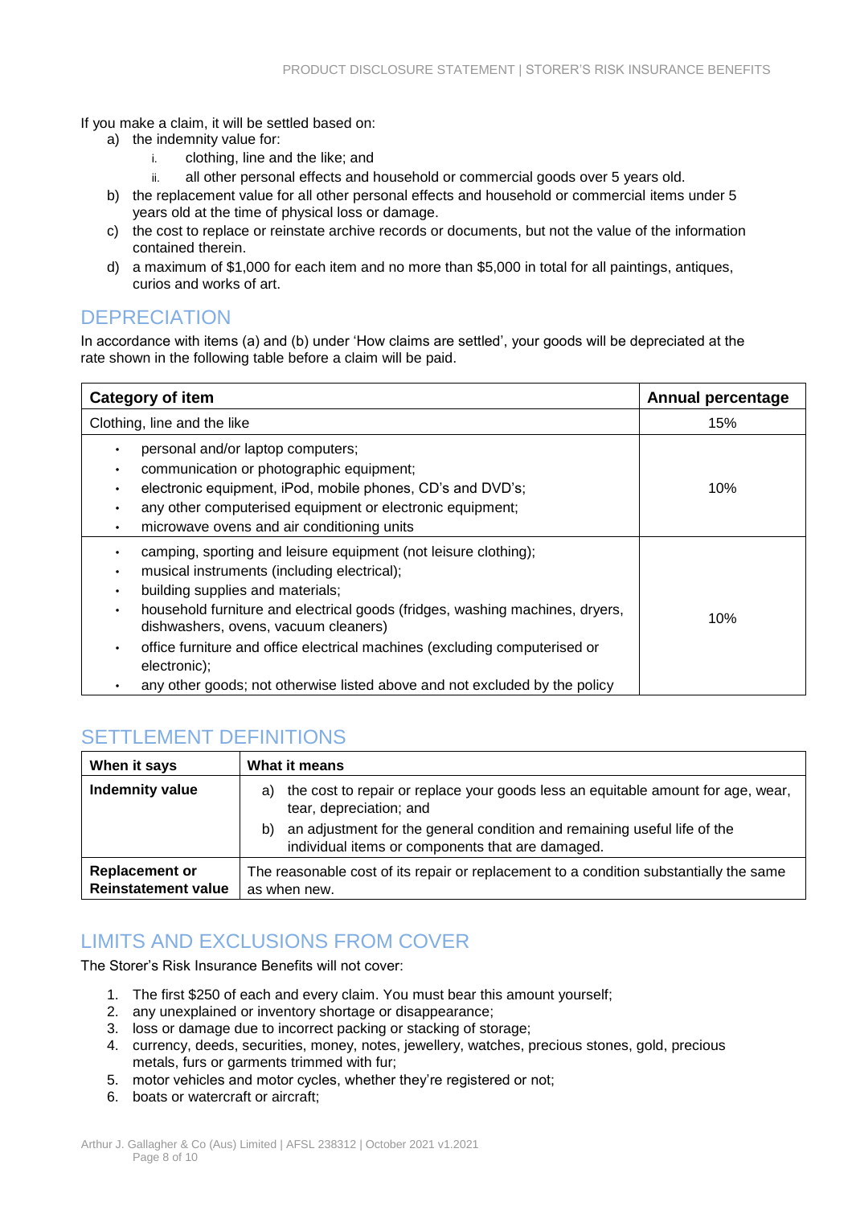If you make a claim, it will be settled based on:

a) the indemnity value for:
   i. clothing, line and the like; and
   ii. all other personal effects and household or commercial goods over 5 years old.
b) the replacement value for all other personal effects and household or commercial items under 5 years old at the time of physical loss or damage.
c) the cost to replace or reinstate archive records or documents, but not the value of the information contained therein.
d) a maximum of $1,000 for each item and no more than $5,000 in total for all paintings, antiques, curios and works of art.

## DEPRECIATION

In accordance with items (a) and (b) under 'How claims are settled', your goods will be depreciated at the rate shown in the following table before a claim will be paid.

| Category of item | Annual percentage |
| --- | --- |
| Clothing, line and the like | 15% |
| • personal and/or laptop computers;<br>• communication or photographic equipment;<br>• electronic equipment, iPod, mobile phones, CD's and DVD's;<br>• any other computerised equipment or electronic equipment;<br>• microwave ovens and air conditioning units | 10% |
| • camping, sporting and leisure equipment (not leisure clothing);<br>• musical instruments (including electrical);<br>• building supplies and materials;<br>• household furniture and electrical goods (fridges, washing machines, dryers, dishwashers, ovens, vacuum cleaners)<br>• office furniture and office electrical machines (excluding computerised or electronic);<br>• any other goods; not otherwise listed above and not excluded by the policy | 10% |

## SETTLEMENT DEFINITIONS

| When it says | What it means |
| --- | --- |
| **Indemnity value** | a) the cost to repair or replace your goods less an equitable amount for age, wear, tear, depreciation; and<br>b) an adjustment for the general condition and remaining useful life of the individual items or components that are damaged. |
| **Replacement or Reinstatement value** | The reasonable cost of its repair or replacement to a condition substantially the same as when new. |

## LIMITS AND EXCLUSIONS FROM COVER

The Storer's Risk Insurance Benefits will not cover:

1. The first $250 of each and every claim. You must bear this amount yourself;
2. any unexplained or inventory shortage or disappearance;
3. loss or damage due to incorrect packing or stacking of storage;
4. currency, deeds, securities, money, notes, jewellery, watches, precious stones, gold, precious metals, furs or garments trimmed with fur;
5. motor vehicles and motor cycles, whether they're registered or not;
6. boats or watercraft or aircraft;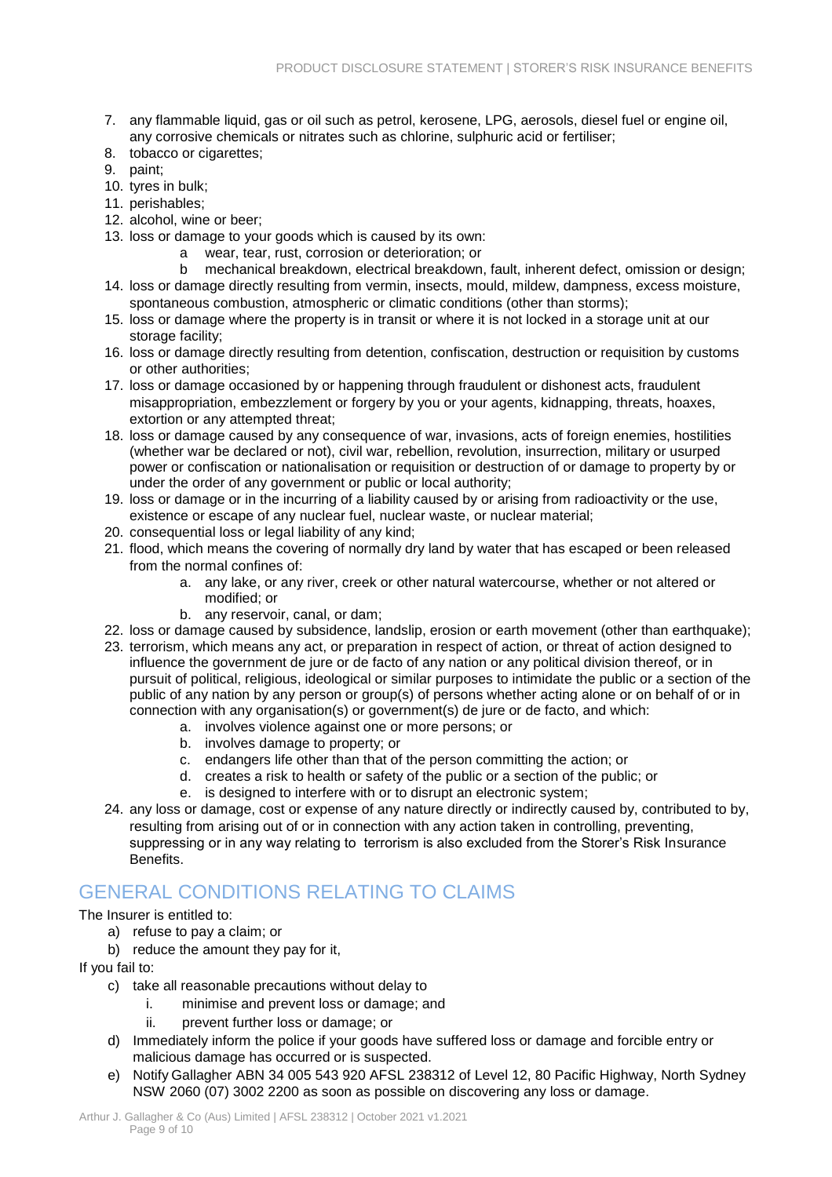7. any flammable liquid, gas or oil such as petrol, kerosene, LPG, aerosols, diesel fuel or engine oil, any corrosive chemicals or nitrates such as chlorine, sulphuric acid or fertiliser;
8. tobacco or cigarettes;
9. paint;
10. tyres in bulk;
11. perishables;
12. alcohol, wine or beer;
13. loss or damage to your goods which is caused by its own:
    a wear, tear, rust, corrosion or deterioration; or
    b mechanical breakdown, electrical breakdown, fault, inherent defect, omission or design;
14. loss or damage directly resulting from vermin, insects, mould, mildew, dampness, excess moisture, spontaneous combustion, atmospheric or climatic conditions (other than storms);
15. loss or damage where the property is in transit or where it is not locked in a storage unit at our storage facility;
16. loss or damage directly resulting from detention, confiscation, destruction or requisition by customs or other authorities;
17. loss or damage occasioned by or happening through fraudulent or dishonest acts, fraudulent misappropriation, embezzlement or forgery by you or your agents, kidnapping, threats, hoaxes, extortion or any attempted threat;
18. loss or damage caused by any consequence of war, invasions, acts of foreign enemies, hostilities (whether war be declared or not), civil war, rebellion, revolution, insurrection, military or usurped power or confiscation or nationalisation or requisition or destruction of or damage to property by or under the order of any government or public or local authority;
19. loss or damage or in the incurring of a liability caused by or arising from radioactivity or the use, existence or escape of any nuclear fuel, nuclear waste, or nuclear material;
20. consequential loss or legal liability of any kind;
21. flood, which means the covering of normally dry land by water that has escaped or been released from the normal confines of:
    a. any lake, or any river, creek or other natural watercourse, whether or not altered or modified; or
    b. any reservoir, canal, or dam;
22. loss or damage caused by subsidence, landslip, erosion or earth movement (other than earthquake);
23. terrorism, which means any act, or preparation in respect of action, or threat of action designed to influence the government de jure or de facto of any nation or any political division thereof, or in pursuit of political, religious, ideological or similar purposes to intimidate the public or a section of the public of any nation by any person or group(s) of persons whether acting alone or on behalf of or in connection with any organisation(s) or government(s) de jure or de facto, and which:
    a. involves violence against one or more persons; or
    b. involves damage to property; or
    c. endangers life other than that of the person committing the action; or
    d. creates a risk to health or safety of the public or a section of the public; or
    e. is designed to interfere with or to disrupt an electronic system;
24. any loss or damage, cost or expense of any nature directly or indirectly caused by, contributed to by, resulting from arising out of or in connection with any action taken in controlling, preventing, suppressing or in any way relating to terrorism is also excluded from the Storer's Risk Insurance Benefits.

## GENERAL CONDITIONS RELATING TO CLAIMS

The Insurer is entitled to:

a) refuse to pay a claim; or
b) reduce the amount they pay for it,

If you fail to:

c) take all reasonable precautions without delay to
    i. minimise and prevent loss or damage; and
    ii. prevent further loss or damage; or
d) Immediately inform the police if your goods have suffered loss or damage and forcible entry or malicious damage has occurred or is suspected.
e) Notify Gallagher ABN 34 005 543 920 AFSL 238312 of Level 12, 80 Pacific Highway, North Sydney NSW 2060 (07) 3002 2200 as soon as possible on discovering any loss or damage.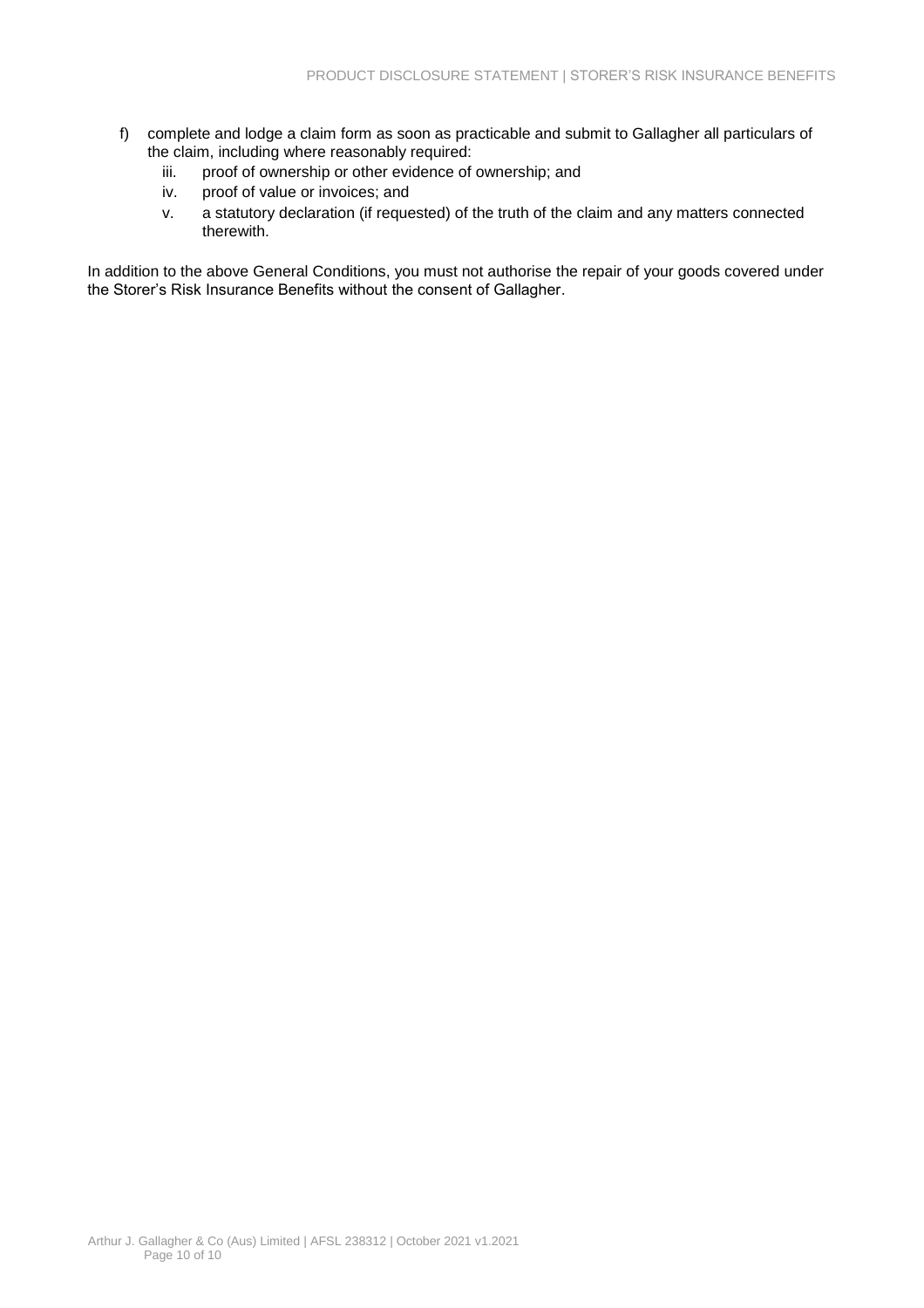f) complete and lodge a claim form as soon as practicable and submit to Gallagher all particulars of the claim, including where reasonably required:
   iii. proof of ownership or other evidence of ownership; and
   iv. proof of value or invoices; and
   v. a statutory declaration (if requested) of the truth of the claim and any matters connected therewith.

In addition to the above General Conditions, you must not authorise the repair of your goods covered under the Storer's Risk Insurance Benefits without the consent of Gallagher.